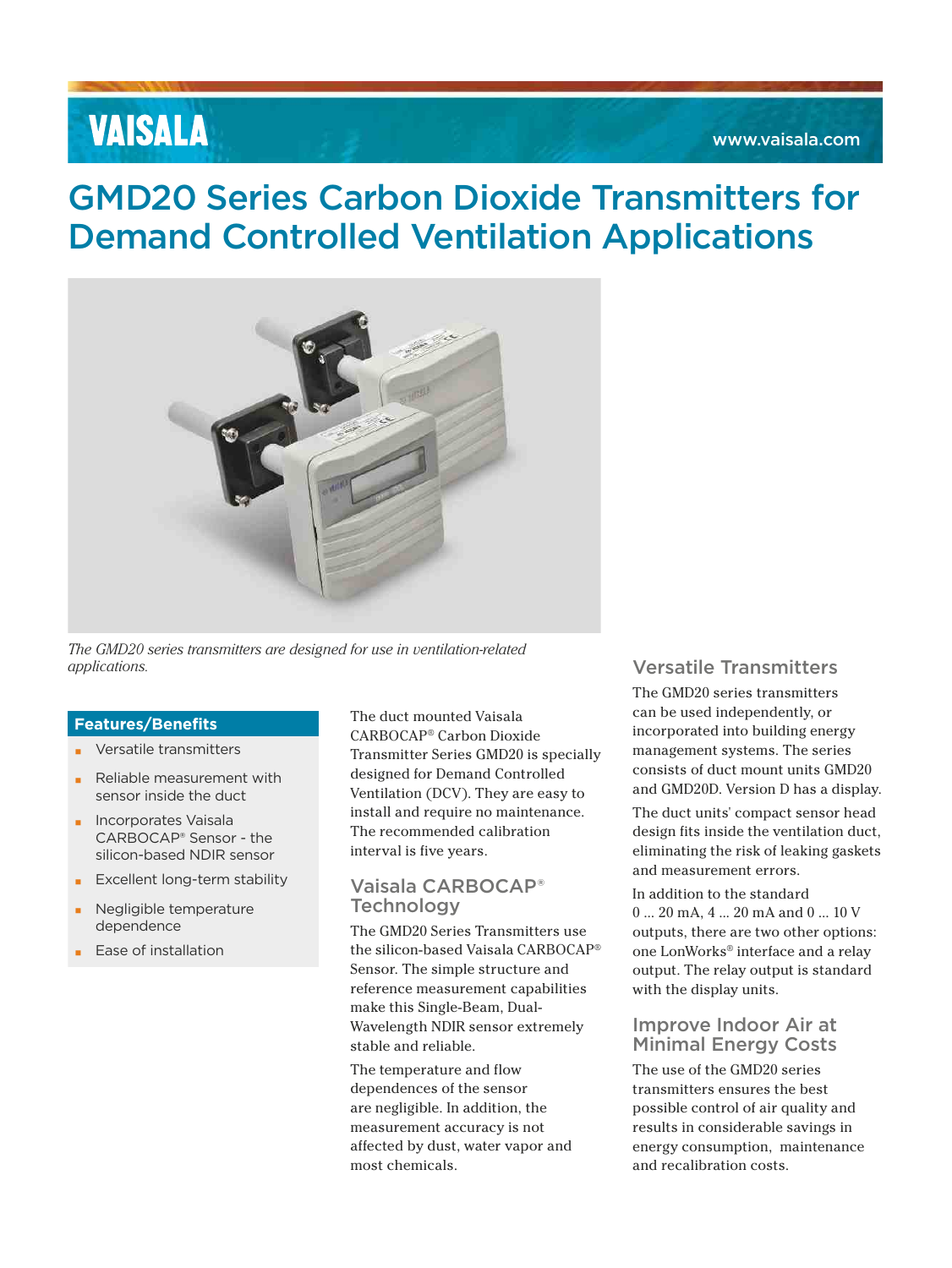# GMD20 Series Carbon Dioxide Transmitters for Demand Controlled Ventilation Applications

*The GMD20 series transmitters are designed for use in ventilation-related applications.*

## Features/Benefits

- Versatile transmitters
- Reliable measurement with sensor inside the duct
- Incorporates Vaisala CARBOCAP® Sensor - the silicon-based NDIR sensor
- Excellent long-term stability
- Negligible temperature dependence
- Ease of installation

The duct mounted Vaisala CARBOCAP® Carbon Dioxide Transmitter Series GMD20 is specially designed for Demand Controlled Ventilation (DCV). They are easy to install and require no maintenance. The recommended calibration interval is five years.

## Vaisala CARBOCAP® Technology

The GMD20 Series Transmitters use the silicon-based Vaisala CARBOCAP® Sensor. The simple structure and reference measurement capabilities make this Single-Beam, Dual-Wavelength NDIR sensor extremely stable and reliable.

The temperature and flow dependences of the sensor are negligible. In addition, the measurement accuracy is not affected by dust, water vapor and most chemicals.

## Versatile Transmitters

The GMD20 series transmitters can be used independently, or incorporated into building energy management systems. The series consists of duct mount units GMD20 and GMD20D. Version D has a display.

The duct units' compact sensor head design fits inside the ventilation duct, eliminating the risk of leaking gaskets and measurement errors.

In addition to the standard 0 ... 20 mA, 4 ... 20 mA and 0 ... 10 V outputs, there are two other options: one LonWorks® interface and a relay output. The relay output is standard with the display units.

## Improve Indoor Air at Minimal Energy Costs

The use of the GMD20 series transmitters ensures the best possible control of air quality and results in considerable savings in energy consumption, maintenance and recalibration costs.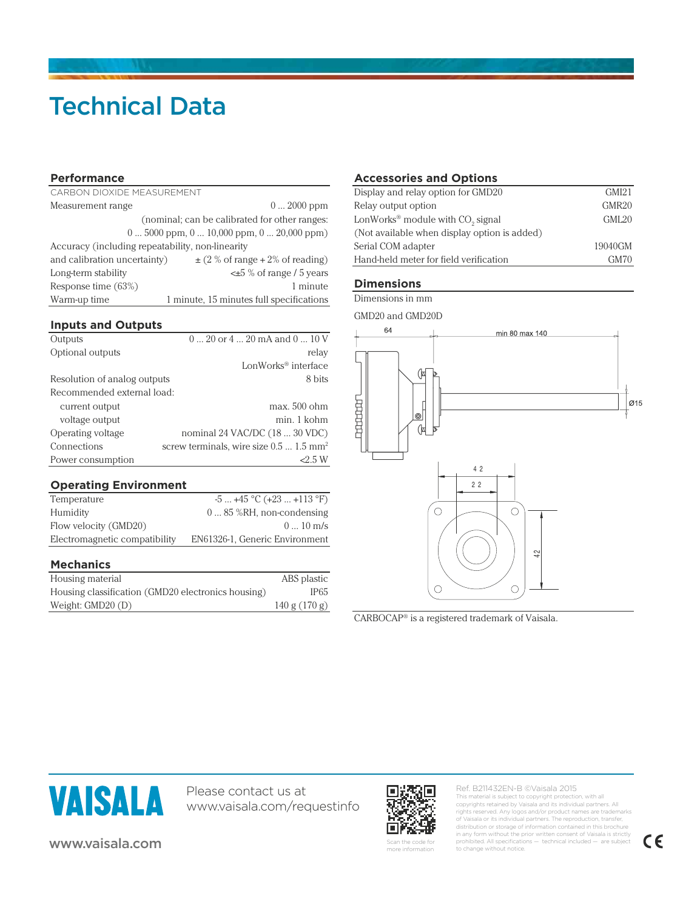# Technical Data

## Performance

| | |
|---|---|
| CARBON DIOXIDE MEASUREMENT | |
| Measurement range | 0 ... 2000 ppm |
| | (nominal; can be calibrated for other ranges: 0 ... 5000 ppm, 0 ... 10,000 ppm, 0 ... 20,000 ppm) |
| Accuracy (including repeatability, non-linearity and calibration uncertainty) | ± (2 % of range + 2% of reading) |
| Long-term stability | <±5 % of range / 5 years |
| Response time (63%) | 1 minute |
| Warm-up time | 1 minute, 15 minutes full specifications |

## Inputs and Outputs

| | |
|---|---|
| Outputs | 0 ... 20 or 4 ... 20 mA and 0 ... 10 V |
| Optional outputs | relay |
| | LonWorks® interface |
| Resolution of analog outputs | 8 bits |
| Recommended external load: | |
| current output | max. 500 ohm |
| voltage output | min. 1 kohm |
| Operating voltage | nominal 24 VAC/DC (18 ... 30 VDC) |
| Connections | screw terminals, wire size 0.5 ... 1.5 $mm^2$ |
| Power consumption | <2.5 W |

## Operating Environment

| | |
|---|---|
| Temperature | -5 ... +45 °C (+23 ... +113 °F) |
| Humidity | 0 ... 85 %RH, non-condensing |
| Flow velocity (GMD20) | 0 ... 10 m/s |
| Electromagnetic compatibility | EN61326-1, Generic Environment |

## Mechanics

| | |
|---|---|
| Housing material | ABS plastic |
| Housing classification (GMD20 electronics housing) | IP65 |
| Weight: GMD20 (D) | 140 g (170 g) |

## Accessories and Options

| | |
|---|---|
| Display and relay option for GMD20 | GMI21 |
| Relay output option | GMR20 |
| LonWorks® module with $CO_2$ signal (Not available when display option is added) | GML20 |
| Serial COM adapter | 19040GM |
| Hand-held meter for field verification | GM70 |

## Dimensions

Dimensions in mm

GMD20 and GMD20D

64
min 80 max 140
Ø15
42
22
42

CARBOCAP® is a registered trademark of Vaisala.

VAISALA

Please contact us at
www.vaisala.com/requestinfo

www.vaisala.com

Scan the code for more information

Ref. B211432EN-B ©Vaisala 2015
This material is subject to copyright protection, with all copyrights retained by Vaisala and its individual partners. All rights reserved. Any logos and/or product names are trademarks of Vaisala or its individual partners. The reproduction, transfer, distribution or storage of information contained in this brochure in any form without the prior written consent of Vaisala is strictly prohibited. All specifications — technical included — are subject to change without notice.

CE